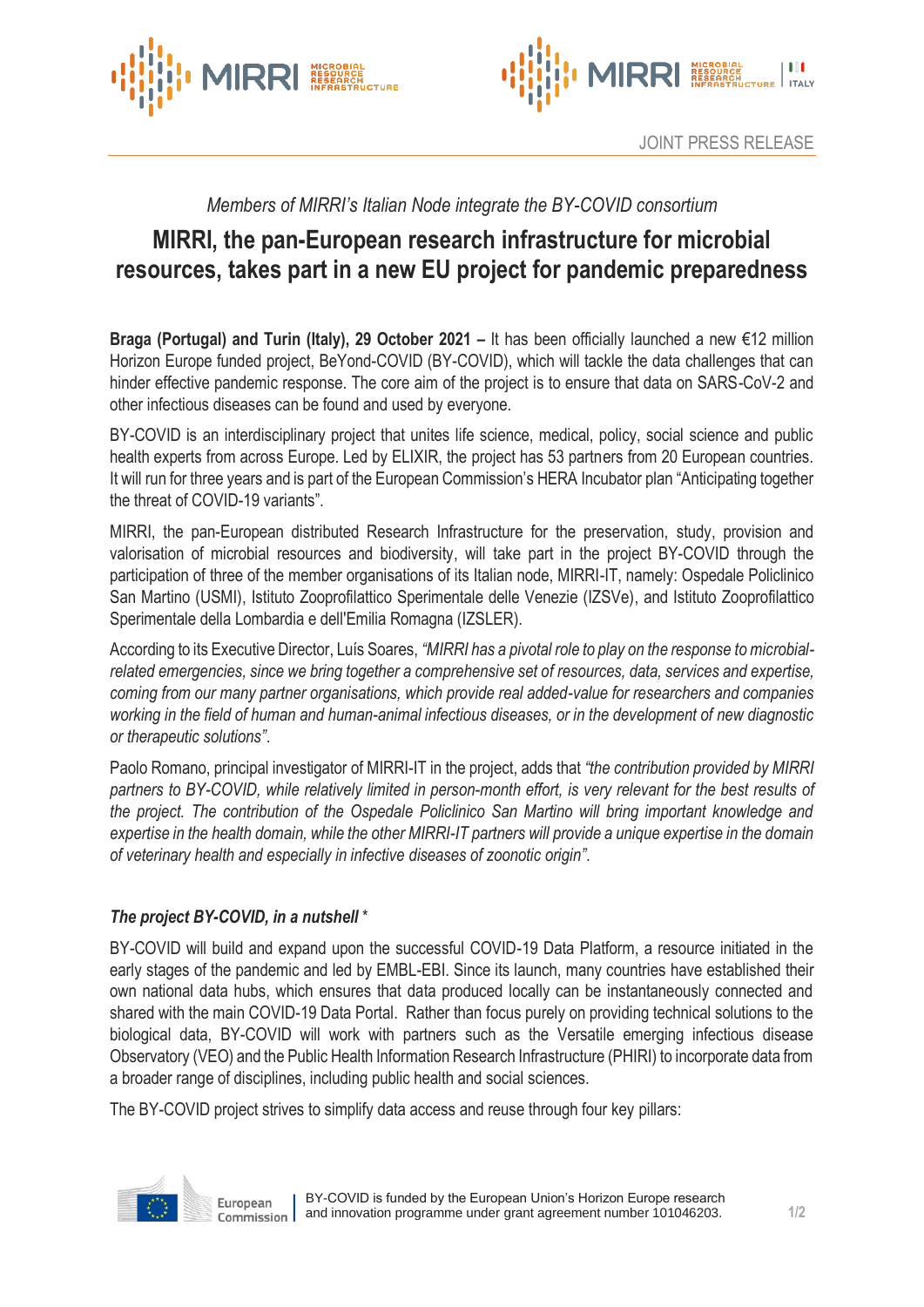JOINT PRESS RELEASE

*Members of MIRRI's Italian Node integrate the BY-COVID consortium*

# MIRRI, the pan-European research infrastructure for microbial resources, takes part in a new EU project for pandemic preparedness

**Braga (Portugal) and Turin (Italy), 29 October 2021 –** It has been officially launched a new €12 million Horizon Europe funded project, BeYond-COVID (BY-COVID), which will tackle the data challenges that can hinder effective pandemic response. The core aim of the project is to ensure that data on SARS-CoV-2 and other infectious diseases can be found and used by everyone.

BY-COVID is an interdisciplinary project that unites life science, medical, policy, social science and public health experts from across Europe. Led by ELIXIR, the project has 53 partners from 20 European countries. It will run for three years and is part of the European Commission's HERA Incubator plan "Anticipating together the threat of COVID-19 variants".

MIRRI, the pan-European distributed Research Infrastructure for the preservation, study, provision and valorisation of microbial resources and biodiversity, will take part in the project BY-COVID through the participation of three of the member organisations of its Italian node, MIRRI-IT, namely: Ospedale Policlinico San Martino (USMI), Istituto Zooprofilattico Sperimentale delle Venezie (IZSVe), and Istituto Zooprofilattico Sperimentale della Lombardia e dell'Emilia Romagna (IZSLER).

According to its Executive Director, Luís Soares, *"MIRRI has a pivotal role to play on the response to microbial-related emergencies, since we bring together a comprehensive set of resources, data, services and expertise, coming from our many partner organisations, which provide real added-value for researchers and companies working in the field of human and human-animal infectious diseases, or in the development of new diagnostic or therapeutic solutions"*.

Paolo Romano, principal investigator of MIRRI-IT in the project, adds that *"the contribution provided by MIRRI partners to BY-COVID, while relatively limited in person-month effort, is very relevant for the best results of the project. The contribution of the Ospedale Policlinico San Martino will bring important knowledge and expertise in the health domain, while the other MIRRI-IT partners will provide a unique expertise in the domain of veterinary health and especially in infective diseases of zoonotic origin"*.

### *The project BY-COVID, in a nutshell \**

BY-COVID will build and expand upon the successful COVID-19 Data Platform, a resource initiated in the early stages of the pandemic and led by EMBL-EBI. Since its launch, many countries have established their own national data hubs, which ensures that data produced locally can be instantaneously connected and shared with the main COVID-19 Data Portal. Rather than focus purely on providing technical solutions to the biological data, BY-COVID will work with partners such as the Versatile emerging infectious disease Observatory (VEO) and the Public Health Information Research Infrastructure (PHIRI) to incorporate data from a broader range of disciplines, including public health and social sciences.

The BY-COVID project strives to simplify data access and reuse through four key pillars:

BY-COVID is funded by the European Union's Horizon Europe research and innovation programme under grant agreement number 101046203.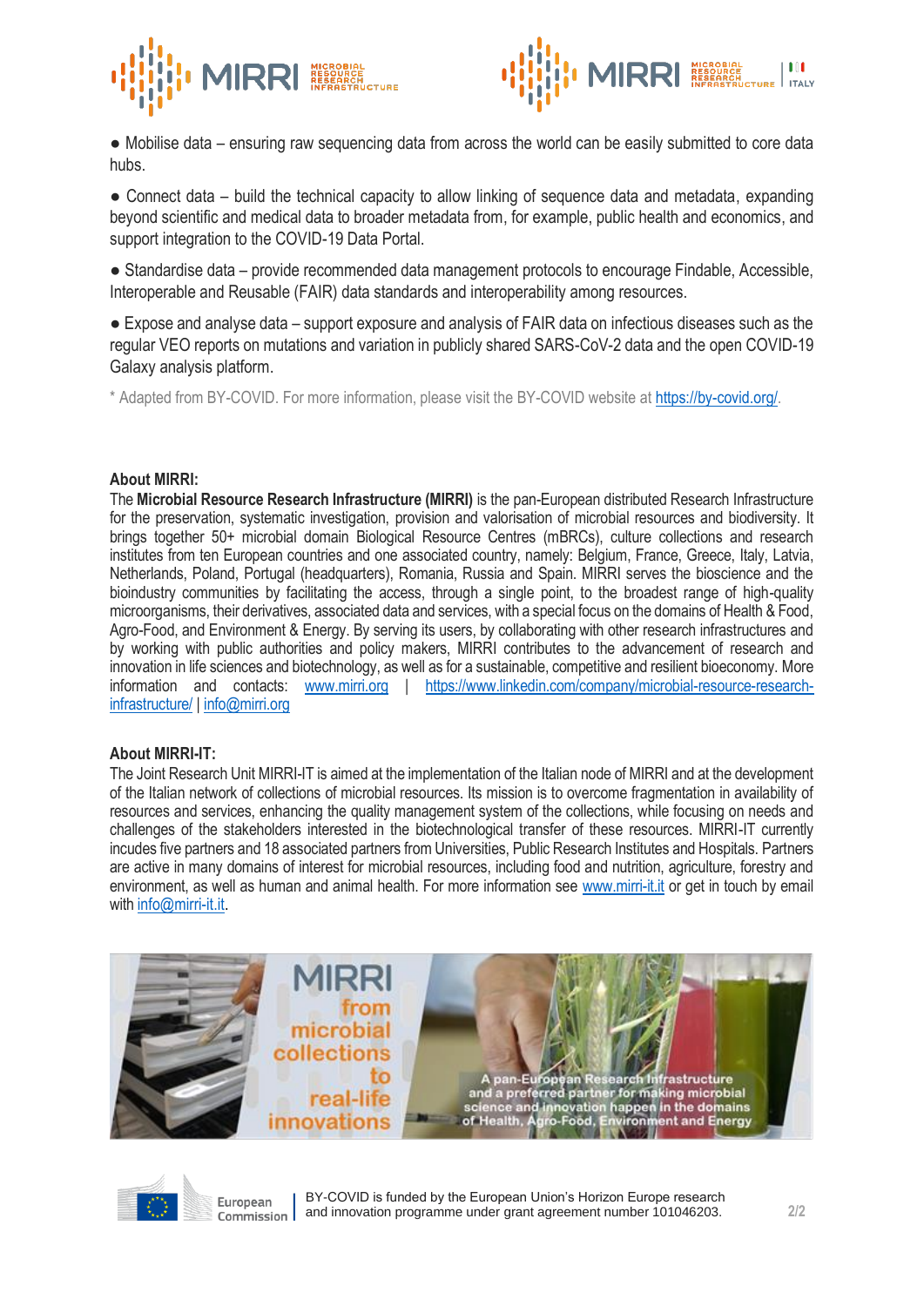● Mobilise data – ensuring raw sequencing data from across the world can be easily submitted to core data hubs.

● Connect data – build the technical capacity to allow linking of sequence data and metadata, expanding beyond scientific and medical data to broader metadata from, for example, public health and economics, and support integration to the COVID-19 Data Portal.

● Standardise data – provide recommended data management protocols to encourage Findable, Accessible, Interoperable and Reusable (FAIR) data standards and interoperability among resources.

● Expose and analyse data – support exposure and analysis of FAIR data on infectious diseases such as the regular VEO reports on mutations and variation in publicly shared SARS-CoV-2 data and the open COVID-19 Galaxy analysis platform.

* Adapted from BY-COVID. For more information, please visit the BY-COVID website at https://by-covid.org/.

**About MIRRI:**

The **Microbial Resource Research Infrastructure (MIRRI)** is the pan-European distributed Research Infrastructure for the preservation, systematic investigation, provision and valorisation of microbial resources and biodiversity. It brings together 50+ microbial domain Biological Resource Centres (mBRCs), culture collections and research institutes from ten European countries and one associated country, namely: Belgium, France, Greece, Italy, Latvia, Netherlands, Poland, Portugal (headquarters), Romania, Russia and Spain. MIRRI serves the bioscience and the bioindustry communities by facilitating the access, through a single point, to the broadest range of high-quality microorganisms, their derivatives, associated data and services, with a special focus on the domains of Health & Food, Agro-Food, and Environment & Energy. By serving its users, by collaborating with other research infrastructures and by working with public authorities and policy makers, MIRRI contributes to the advancement of research and innovation in life sciences and biotechnology, as well as for a sustainable, competitive and resilient bioeconomy. More information and contacts: www.mirri.org | https://www.linkedin.com/company/microbial-resource-research-infrastructure/ | info@mirri.org

**About MIRRI-IT:**

The Joint Research Unit MIRRI-IT is aimed at the implementation of the Italian node of MIRRI and at the development of the Italian network of collections of microbial resources. Its mission is to overcome fragmentation in availability of resources and services, enhancing the quality management system of the collections, while focusing on needs and challenges of the stakeholders interested in the biotechnological transfer of these resources. MIRRI-IT currently incudes five partners and 18 associated partners from Universities, Public Research Institutes and Hospitals. Partners are active in many domains of interest for microbial resources, including food and nutrition, agriculture, forestry and environment, as well as human and animal health. For more information see www.mirri-it.it or get in touch by email with info@mirri-it.it.

MIRRI from microbial collections to real-life innovations

A pan-European Research Infrastructure and a preferred partner for making microbial science and innovation happen in the domains of Health, Agro-Food, Environment and Energy

BY-COVID is funded by the European Union's Horizon Europe research and innovation programme under grant agreement number 101046203.